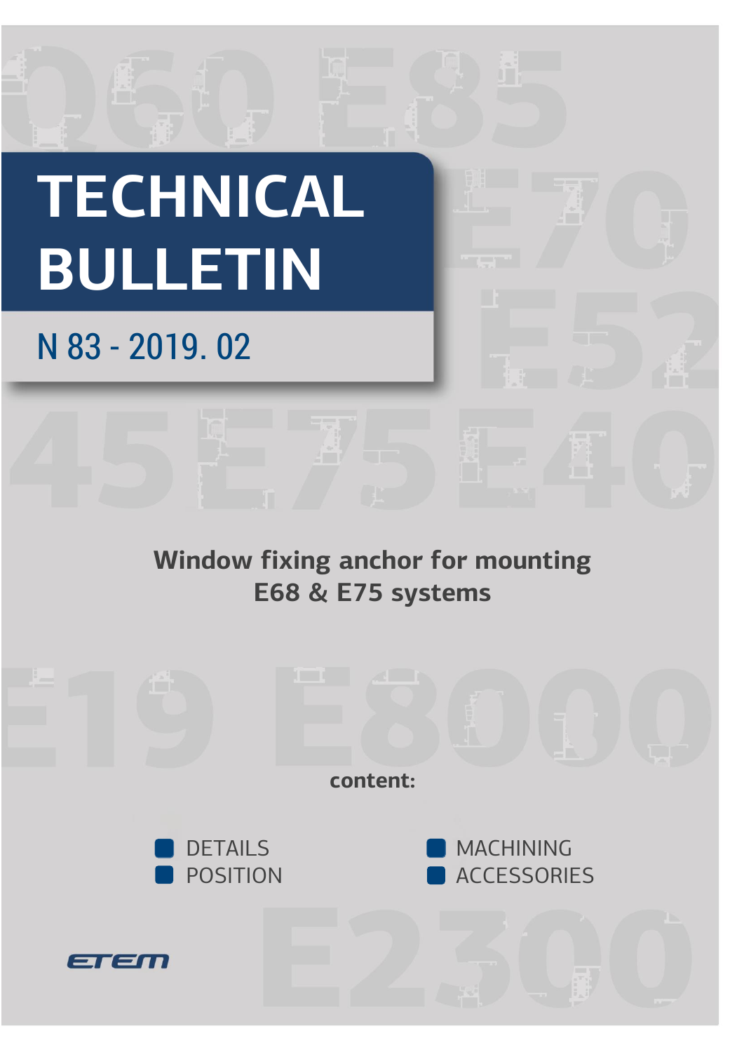# TECHNICAL BULLETIN

## N 83 - 2019. 02

**Window fixing anchor for mounting E68 & E75 systems**

**content:**

- DETAILS
- POSITION
- MACHINING
- ACCESSORIES

ETEM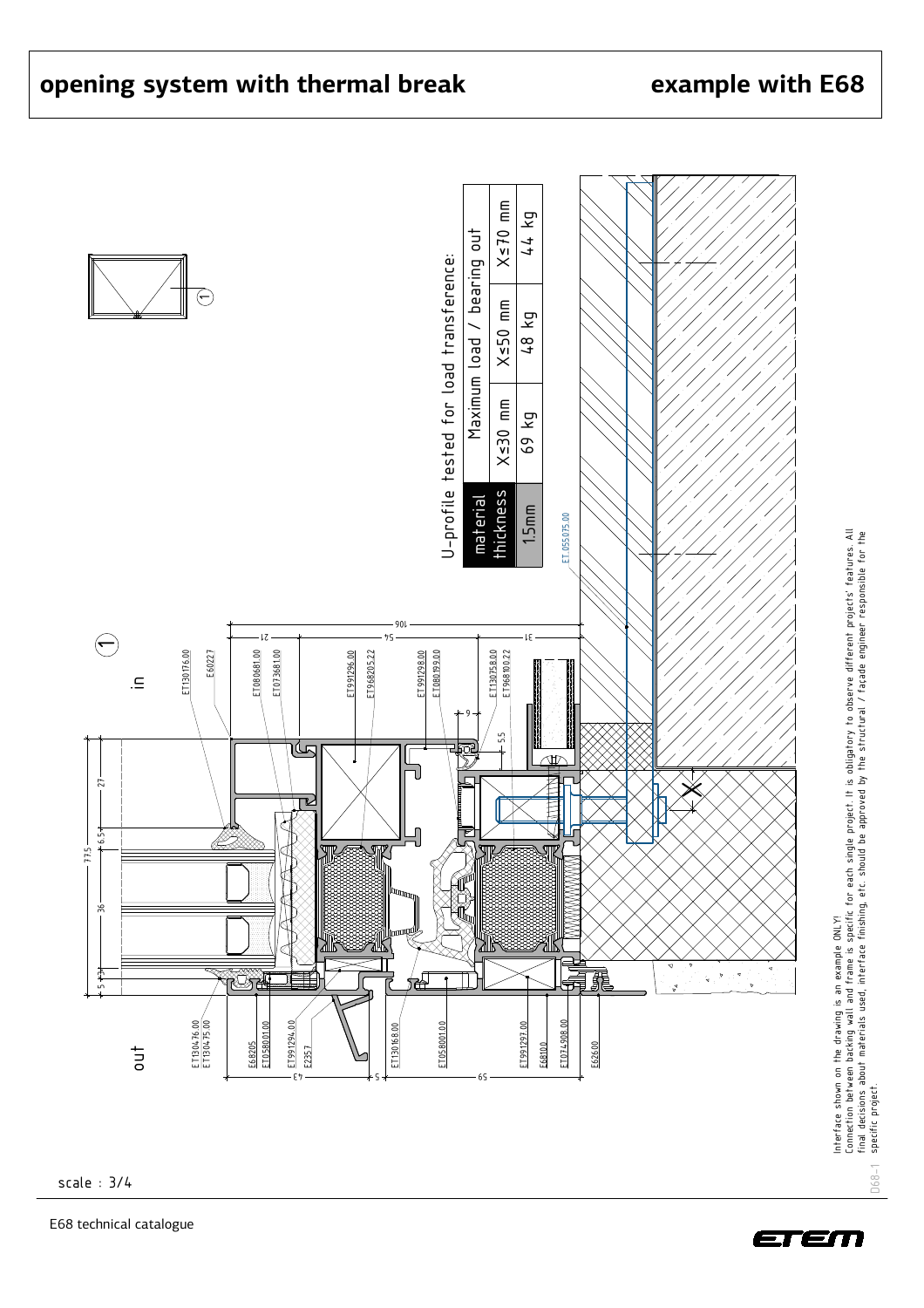# opening system with thermal break

## example with E68

U-profile tested for load transference:

| material thickness | Maximum load / bearing out | | |
|---|---|---|---|
| | X≤30 mm | X≤50 mm | X≤70 mm |
| 1.5mm | 69 kg | 48 kg | 44 kg |

Interface shown on the drawing is an example ONLY!
Connection between backing wall and frame is specific for each single project. It is obligatory to observe different projects' features. All final decisions about materials used, interface finishing, etc. should be approved by the structural / façade engineer responsible for the specific project.

scale : 3/4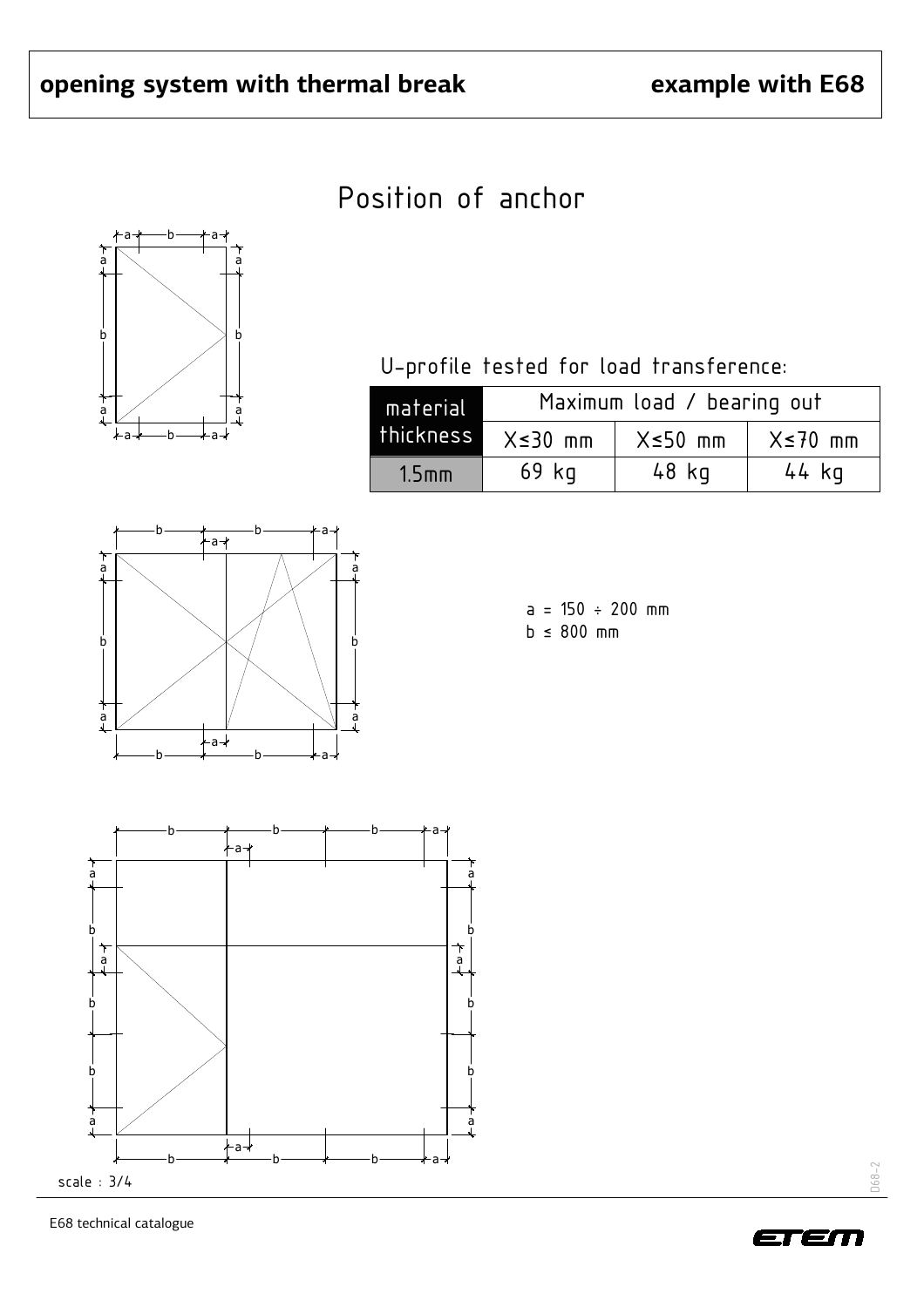# opening system with thermal break

**example with E68**

## Position of anchor

U-profile tested for load transference:

| material thickness | Maximum load / bearing out | | |
|---|---|---|---|
| | X≤30 mm | X≤50 mm | X≤70 mm |
| 1.5mm | 69 kg | 48 kg | 44 kg |

a = 150 ÷ 200 mm
b ≤ 800 mm

scale : 3/4

E68 technical catalogue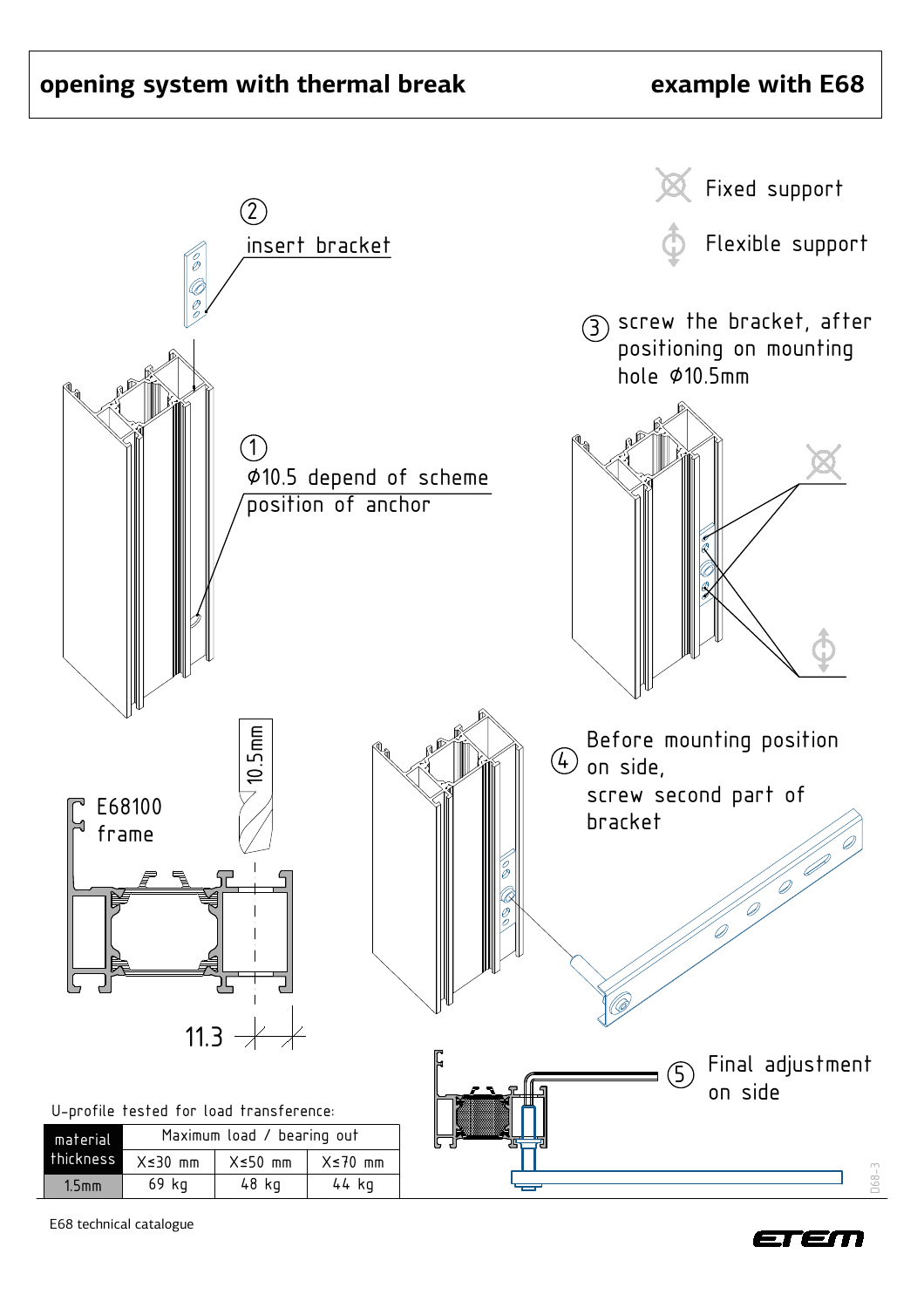# opening system with thermal break

## example with E68

Fixed support

Flexible support

② insert bracket

③ screw the bracket, after positioning on mounting hole Ø10.5mm

① Ø10.5 depend of scheme position of anchor

E68100 frame

10.5mm

11.3

④ Before mounting position on side, screw second part of bracket

⑤ Final adjustment on side

U-profile tested for load transference:

| material thickness | Maximum load / bearing out | | |
|---|---|---|---|
| | X≤30 mm | X≤50 mm | X≤70 mm |
| 1.5mm | 69 kg | 48 kg | 44 kg |

D68-3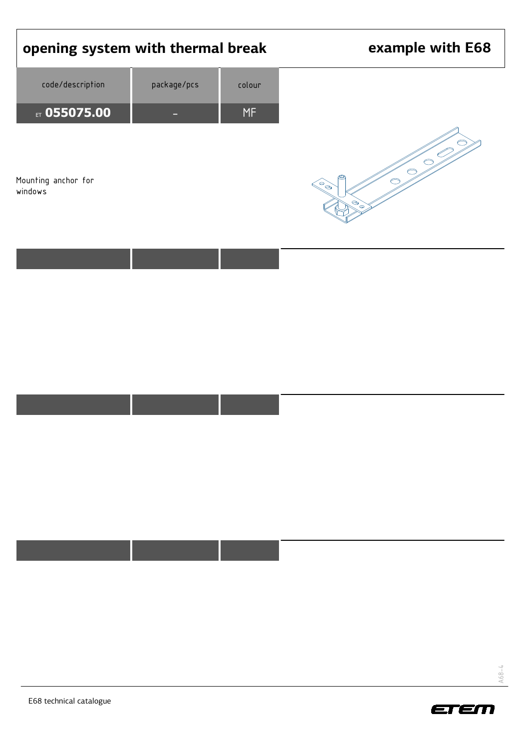# opening system with thermal break

## example with E68

| code/description | package/pcs | colour |
|---|---|---|
| ET **055075.00** | - | MF |

Mounting anchor for windows